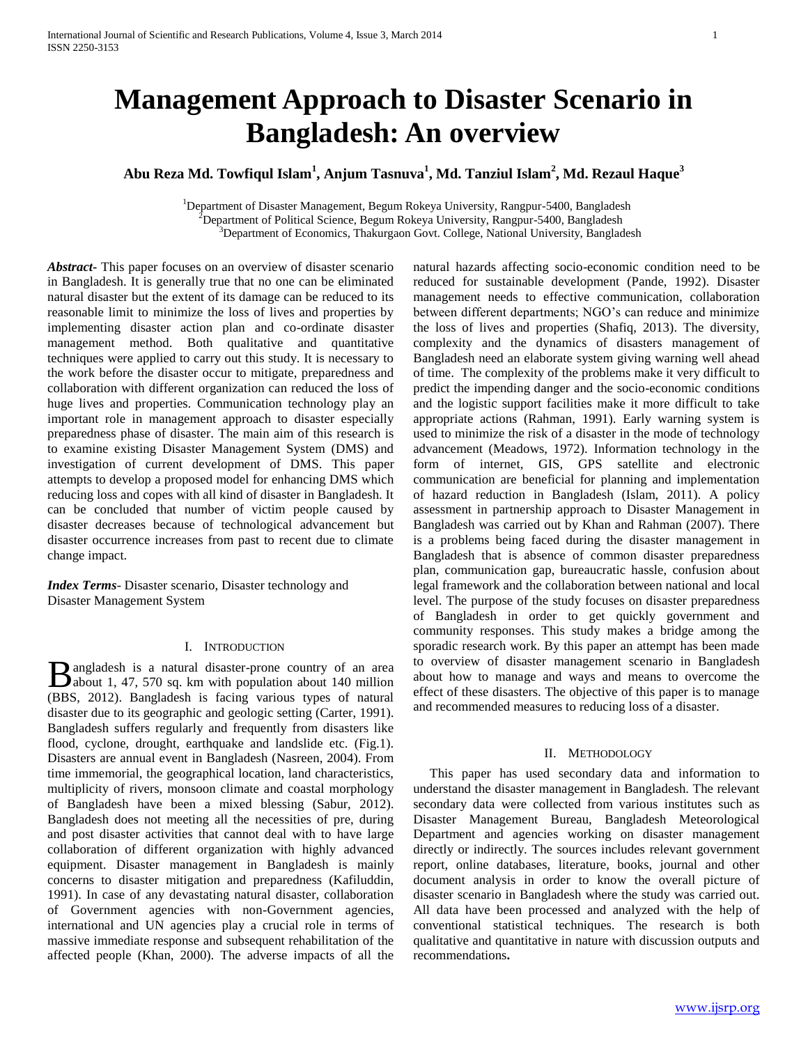# Management Approach to Disaster Scenario in Bangladesh: An overview

**Abu Reza Md. Towfiqul Islam[1], Anjum Tasnuva[1], Md. Tanziul Islam[2], Md. Rezaul Haque[3]**

[1]Department of Disaster Management, Begum Rokeya University, Rangpur-5400, Bangladesh
[2]Department of Political Science, Begum Rokeya University, Rangpur-5400, Bangladesh
[3]Department of Economics, Thakurgaon Govt. College, National University, Bangladesh

***Abstract*-** This paper focuses on an overview of disaster scenario in Bangladesh. It is generally true that no one can be eliminated natural disaster but the extent of its damage can be reduced to its reasonable limit to minimize the loss of lives and properties by implementing disaster action plan and co-ordinate disaster management method. Both qualitative and quantitative techniques were applied to carry out this study. It is necessary to the work before the disaster occur to mitigate, preparedness and collaboration with different organization can reduced the loss of huge lives and properties. Communication technology play an important role in management approach to disaster especially preparedness phase of disaster. The main aim of this research is to examine existing Disaster Management System (DMS) and investigation of current development of DMS. This paper attempts to develop a proposed model for enhancing DMS which reducing loss and copes with all kind of disaster in Bangladesh. It can be concluded that number of victim people caused by disaster decreases because of technological advancement but disaster occurrence increases from past to recent due to climate change impact.

***Index Terms*-** Disaster scenario, Disaster technology and Disaster Management System

## I. Introduction

Bangladesh is a natural disaster-prone country of an area about 1, 47, 570 sq. km with population about 140 million (BBS, 2012). Bangladesh is facing various types of natural disaster due to its geographic and geologic setting (Carter, 1991). Bangladesh suffers regularly and frequently from disasters like flood, cyclone, drought, earthquake and landslide etc. (Fig.1). Disasters are annual event in Bangladesh (Nasreen, 2004). From time immemorial, the geographical location, land characteristics, multiplicity of rivers, monsoon climate and coastal morphology of Bangladesh have been a mixed blessing (Sabur, 2012). Bangladesh does not meeting all the necessities of pre, during and post disaster activities that cannot deal with to have large collaboration of different organization with highly advanced equipment. Disaster management in Bangladesh is mainly concerns to disaster mitigation and preparedness (Kafiluddin, 1991). In case of any devastating natural disaster, collaboration of Government agencies with non-Government agencies, international and UN agencies play a crucial role in terms of massive immediate response and subsequent rehabilitation of the affected people (Khan, 2000). The adverse impacts of all the natural hazards affecting socio-economic condition need to be reduced for sustainable development (Pande, 1992). Disaster management needs to effective communication, collaboration between different departments; NGO's can reduce and minimize the loss of lives and properties (Shafiq, 2013). The diversity, complexity and the dynamics of disasters management of Bangladesh need an elaborate system giving warning well ahead of time. The complexity of the problems make it very difficult to predict the impending danger and the socio-economic conditions and the logistic support facilities make it more difficult to take appropriate actions (Rahman, 1991). Early warning system is used to minimize the risk of a disaster in the mode of technology advancement (Meadows, 1972). Information technology in the form of internet, GIS, GPS satellite and electronic communication are beneficial for planning and implementation of hazard reduction in Bangladesh (Islam, 2011). A policy assessment in partnership approach to Disaster Management in Bangladesh was carried out by Khan and Rahman (2007). There is a problems being faced during the disaster management in Bangladesh that is absence of common disaster preparedness plan, communication gap, bureaucratic hassle, confusion about legal framework and the collaboration between national and local level. The purpose of the study focuses on disaster preparedness of Bangladesh in order to get quickly government and community responses. This study makes a bridge among the sporadic research work. By this paper an attempt has been made to overview of disaster management scenario in Bangladesh about how to manage and ways and means to overcome the effect of these disasters. The objective of this paper is to manage and recommended measures to reducing loss of a disaster.

## II. Methodology

This paper has used secondary data and information to understand the disaster management in Bangladesh. The relevant secondary data were collected from various institutes such as Disaster Management Bureau, Bangladesh Meteorological Department and agencies working on disaster management directly or indirectly. The sources includes relevant government report, online databases, literature, books, journal and other document analysis in order to know the overall picture of disaster scenario in Bangladesh where the study was carried out. All data have been processed and analyzed with the help of conventional statistical techniques. The research is both qualitative and quantitative in nature with discussion outputs and recommendations**.**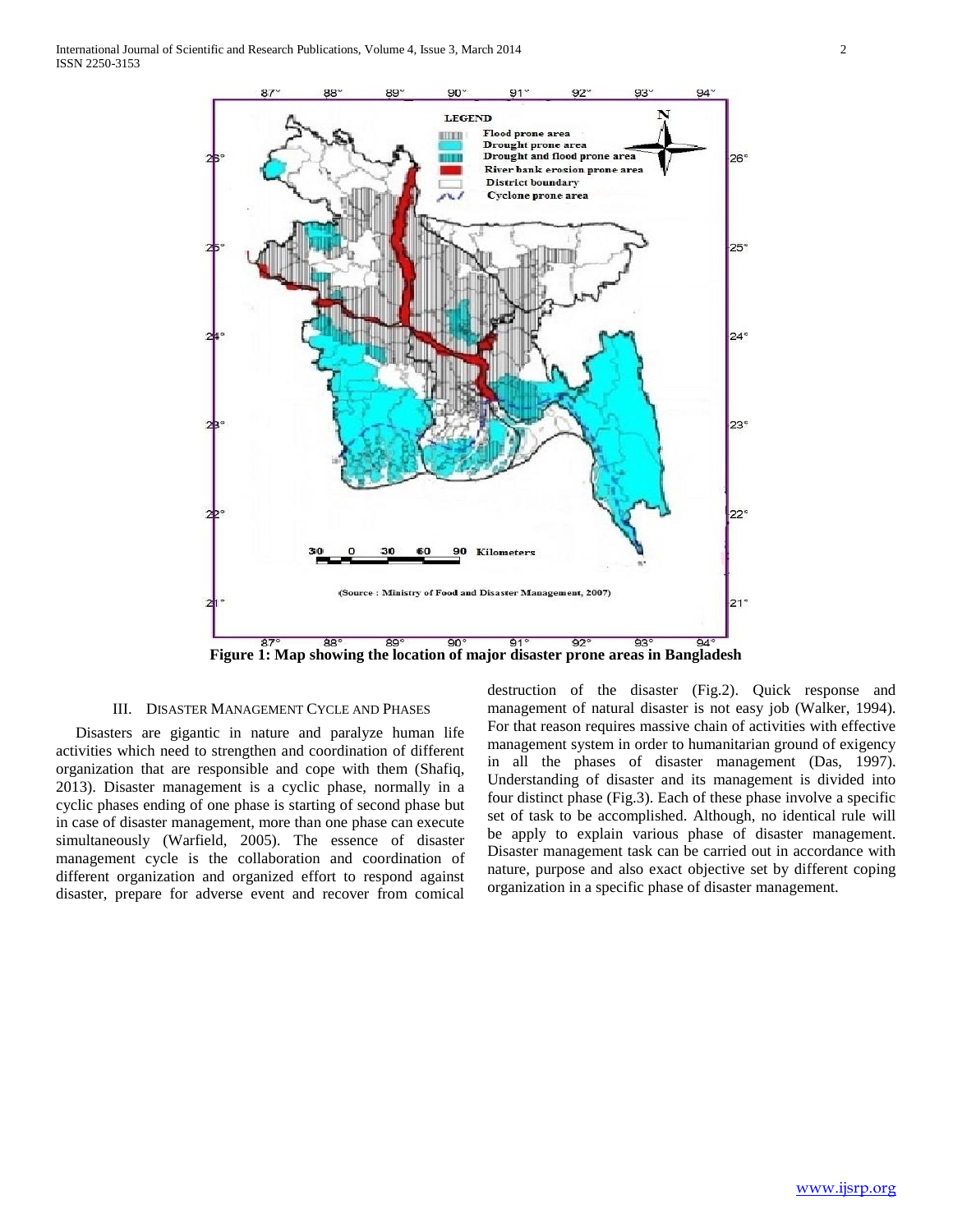Figure 1: Map showing the location of major disaster prone areas in Bangladesh

## III. DISASTER MANAGEMENT CYCLE AND PHASES

Disasters are gigantic in nature and paralyze human life activities which need to strengthen and coordination of different organization that are responsible and cope with them (Shafiq, 2013). Disaster management is a cyclic phase, normally in a cyclic phases ending of one phase is starting of second phase but in case of disaster management, more than one phase can execute simultaneously (Warfield, 2005). The essence of disaster management cycle is the collaboration and coordination of different organization and organized effort to respond against disaster, prepare for adverse event and recover from comical destruction of the disaster (Fig.2). Quick response and management of natural disaster is not easy job (Walker, 1994). For that reason requires massive chain of activities with effective management system in order to humanitarian ground of exigency in all the phases of disaster management (Das, 1997). Understanding of disaster and its management is divided into four distinct phase (Fig.3). Each of these phase involve a specific set of task to be accomplished. Although, no identical rule will be apply to explain various phase of disaster management. Disaster management task can be carried out in accordance with nature, purpose and also exact objective set by different coping organization in a specific phase of disaster management.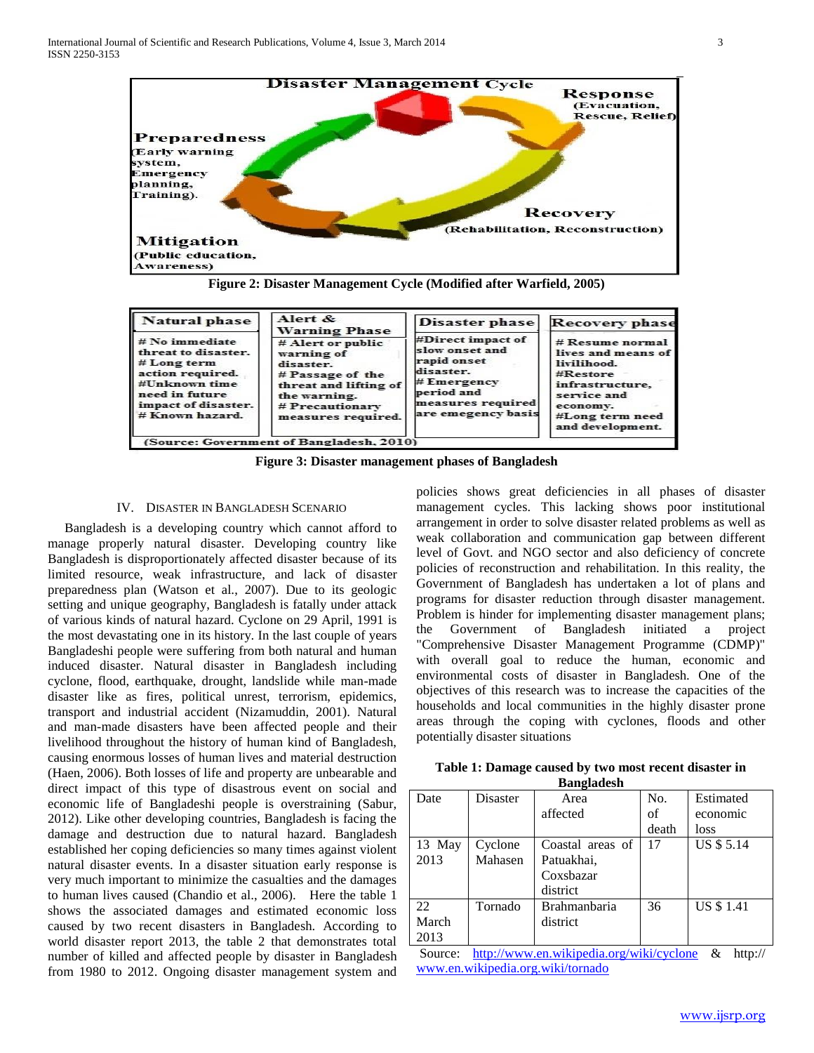Figure 2: Disaster Management Cycle (Modified after Warfield, 2005)

| Natural phase | Alert & Warning Phase | Disaster phase | Recovery phase |
|---|---|---|---|
| # No immediate threat to disaster. # Long term action required. #Unknown time need in future impact of disaster. # Known hazard. | # Alert or public warning of disaster. # Passage of the threat and lifting of the warning. # Precautionary measures required. | #Direct impact of slow onset and rapid onset disaster. # Emergency period and measures required are emegency basis | # Resume normal lives and means of livilihood. #Restore infrastructure, service and economy. #Long term need and development. |

(Source: Government of Bangladesh, 2010)

Figure 3: Disaster management phases of Bangladesh

## IV. Disaster in Bangladesh Scenario

Bangladesh is a developing country which cannot afford to manage properly natural disaster. Developing country like Bangladesh is disproportionately affected disaster because of its limited resource, weak infrastructure, and lack of disaster preparedness plan (Watson et al., 2007). Due to its geologic setting and unique geography, Bangladesh is fatally under attack of various kinds of natural hazard. Cyclone on 29 April, 1991 is the most devastating one in its history. In the last couple of years Bangladeshi people were suffering from both natural and human induced disaster. Natural disaster in Bangladesh including cyclone, flood, earthquake, drought, landslide while man-made disaster like as fires, political unrest, terrorism, epidemics, transport and industrial accident (Nizamuddin, 2001). Natural and man-made disasters have been affected people and their livelihood throughout the history of human kind of Bangladesh, causing enormous losses of human lives and material destruction (Haen, 2006). Both losses of life and property are unbearable and direct impact of this type of disastrous event on social and economic life of Bangladeshi people is overstraining (Sabur, 2012). Like other developing countries, Bangladesh is facing the damage and destruction due to natural hazard. Bangladesh established her coping deficiencies so many times against violent natural disaster events. In a disaster situation early response is very much important to minimize the casualties and the damages to human lives caused (Chandio et al., 2006). Here the table 1 shows the associated damages and estimated economic loss caused by two recent disasters in Bangladesh. According to world disaster report 2013, the table 2 that demonstrates total number of killed and affected people by disaster in Bangladesh from 1980 to 2012. Ongoing disaster management system and policies shows great deficiencies in all phases of disaster management cycles. This lacking shows poor institutional arrangement in order to solve disaster related problems as well as weak collaboration and communication gap between different level of Govt. and NGO sector and also deficiency of concrete policies of reconstruction and rehabilitation. In this reality, the Government of Bangladesh has undertaken a lot of plans and programs for disaster reduction through disaster management. Problem is hinder for implementing disaster management plans; the Government of Bangladesh initiated a project "Comprehensive Disaster Management Programme (CDMP)" with overall goal to reduce the human, economic and environmental costs of disaster in Bangladesh. One of the objectives of this research was to increase the capacities of the households and local communities in the highly disaster prone areas through the coping with cyclones, floods and other potentially disaster situations

**Table 1: Damage caused by two most recent disaster in Bangladesh**

| Date | Disaster | Area affected | No. of death | Estimated economic loss |
|---|---|---|---|---|
| 13 May 2013 | Cyclone Mahasen | Coastal areas of Patuakhai, Coxsbazar district | 17 | US $ 5.14 |
| 22 March 2013 | Tornado | Brahmanbaria district | 36 | US $ 1.41 |

Source: http://www.en.wikipedia.org/wiki/cyclone & http://www.en.wikipedia.org.wiki/tornado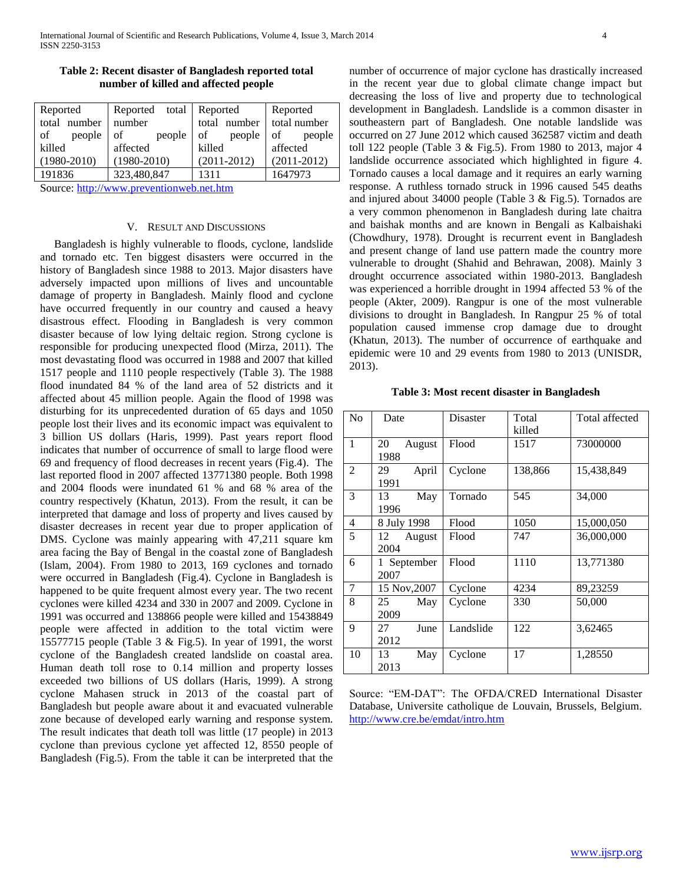**Table 2: Recent disaster of Bangladesh reported total number of killed and affected people**

| Reported total number of people killed (1980-2010) | Reported total number of people affected (1980-2010) | Reported total number of people killed (2011-2012) | Reported total number of people affected (2011-2012) |
|---|---|---|---|
| 191836 | 323,480,847 | 1311 | 1647973 |

Source: http://www.preventionweb.net.htm

## V. Result and Discussions

Bangladesh is highly vulnerable to floods, cyclone, landslide and tornado etc. Ten biggest disasters were occurred in the history of Bangladesh since 1988 to 2013. Major disasters have adversely impacted upon millions of lives and uncountable damage of property in Bangladesh. Mainly flood and cyclone have occurred frequently in our country and caused a heavy disastrous effect. Flooding in Bangladesh is very common disaster because of low lying deltaic region. Strong cyclone is responsible for producing unexpected flood (Mirza, 2011). The most devastating flood was occurred in 1988 and 2007 that killed 1517 people and 1110 people respectively (Table 3). The 1988 flood inundated 84 % of the land area of 52 districts and it affected about 45 million people. Again the flood of 1998 was disturbing for its unprecedented duration of 65 days and 1050 people lost their lives and its economic impact was equivalent to 3 billion US dollars (Haris, 1999). Past years report flood indicates that number of occurrence of small to large flood were 69 and frequency of flood decreases in recent years (Fig.4). The last reported flood in 2007 affected 13771380 people. Both 1998 and 2004 floods were inundated 61 % and 68 % area of the country respectively (Khatun, 2013). From the result, it can be interpreted that damage and loss of property and lives caused by disaster decreases in recent year due to proper application of DMS. Cyclone was mainly appearing with 47,211 square km area facing the Bay of Bengal in the coastal zone of Bangladesh (Islam, 2004). From 1980 to 2013, 169 cyclones and tornado were occurred in Bangladesh (Fig.4). Cyclone in Bangladesh is happened to be quite frequent almost every year. The two recent cyclones were killed 4234 and 330 in 2007 and 2009. Cyclone in 1991 was occurred and 138866 people were killed and 15438849 people were affected in addition to the total victim were 15577715 people (Table 3 & Fig.5). In year of 1991, the worst cyclone of the Bangladesh created landslide on coastal area. Human death toll rose to 0.14 million and property losses exceeded two billions of US dollars (Haris, 1999). A strong cyclone Mahasen struck in 2013 of the coastal part of Bangladesh but people aware about it and evacuated vulnerable zone because of developed early warning and response system. The result indicates that death toll was little (17 people) in 2013 cyclone than previous cyclone yet affected 12, 8550 people of Bangladesh (Fig.5). From the table it can be interpreted that the number of occurrence of major cyclone has drastically increased in the recent year due to global climate change impact but decreasing the loss of live and property due to technological development in Bangladesh. Landslide is a common disaster in southeastern part of Bangladesh. One notable landslide was occurred on 27 June 2012 which caused 362587 victim and death toll 122 people (Table 3 & Fig.5). From 1980 to 2013, major 4 landslide occurrence associated which highlighted in figure 4. Tornado causes a local damage and it requires an early warning response. A ruthless tornado struck in 1996 caused 545 deaths and injured about 34000 people (Table 3 & Fig.5). Tornados are a very common phenomenon in Bangladesh during late chaitra and baishak months and are known in Bengali as Kalbaishaki (Chowdhury, 1978). Drought is recurrent event in Bangladesh and present change of land use pattern made the country more vulnerable to drought (Shahid and Behrawan, 2008). Mainly 3 drought occurrence associated within 1980-2013. Bangladesh was experienced a horrible drought in 1994 affected 53 % of the people (Akter, 2009). Rangpur is one of the most vulnerable divisions to drought in Bangladesh. In Rangpur 25 % of total population caused immense crop damage due to drought (Khatun, 2013). The number of occurrence of earthquake and epidemic were 10 and 29 events from 1980 to 2013 (UNISDR, 2013).

**Table 3: Most recent disaster in Bangladesh**

| No | Date | Disaster | Total killed | Total affected |
|---|---|---|---|---|
| 1 | 20 August 1988 | Flood | 1517 | 73000000 |
| 2 | 29 April 1991 | Cyclone | 138,866 | 15,438,849 |
| 3 | 13 May 1996 | Tornado | 545 | 34,000 |
| 4 | 8 July 1998 | Flood | 1050 | 15,000,050 |
| 5 | 12 August 2004 | Flood | 747 | 36,000,000 |
| 6 | 1 September 2007 | Flood | 1110 | 13,771380 |
| 7 | 15 Nov,2007 | Cyclone | 4234 | 89,23259 |
| 8 | 25 May 2009 | Cyclone | 330 | 50,000 |
| 9 | 27 June 2012 | Landslide | 122 | 3,62465 |
| 10 | 13 May 2013 | Cyclone | 17 | 1,28550 |

Source: "EM-DAT": The OFDA/CRED International Disaster Database, Universite catholique de Louvain, Brussels, Belgium. http://www.cre.be/emdat/intro.htm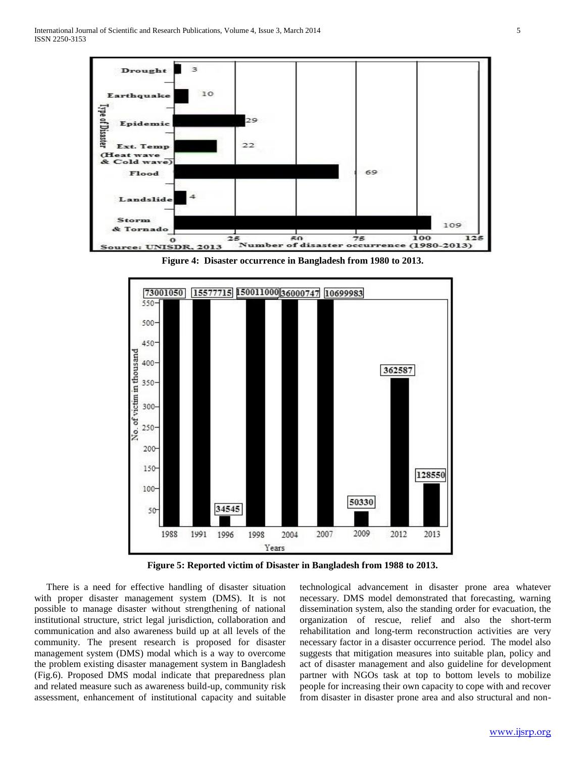Figure 4: Disaster occurrence in Bangladesh from 1980 to 2013.

Figure 5: Reported victim of Disaster in Bangladesh from 1988 to 2013.

There is a need for effective handling of disaster situation with proper disaster management system (DMS). It is not possible to manage disaster without strengthening of national institutional structure, strict legal jurisdiction, collaboration and communication and also awareness build up at all levels of the community. The present research is proposed for disaster management system (DMS) modal which is a way to overcome the problem existing disaster management system in Bangladesh (Fig.6). Proposed DMS modal indicate that preparedness plan and related measure such as awareness build-up, community risk assessment, enhancement of institutional capacity and suitable technological advancement in disaster prone area whatever necessary. DMS model demonstrated that forecasting, warning dissemination system, also the standing order for evacuation, the organization of rescue, relief and also the short-term rehabilitation and long-term reconstruction activities are very necessary factor in a disaster occurrence period. The model also suggests that mitigation measures into suitable plan, policy and act of disaster management and also guideline for development partner with NGOs task at top to bottom levels to mobilize people for increasing their own capacity to cope with and recover from disaster in disaster prone area and also structural and non-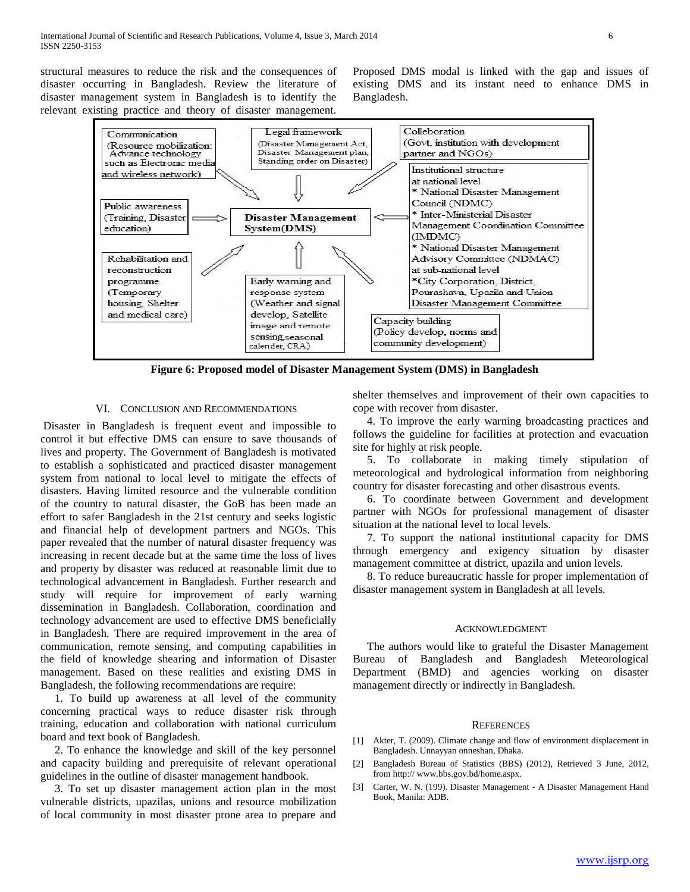structural measures to reduce the risk and the consequences of disaster occurring in Bangladesh. Review the literature of disaster management system in Bangladesh is to identify the relevant existing practice and theory of disaster management. Proposed DMS modal is linked with the gap and issues of existing DMS and its instant need to enhance DMS in Bangladesh.

Communication (Resource mobilization: Advance technology such as Electronic media and wireless network)

Legal framework (Disaster Management Act, Disaster Management plan, Standing order on Disaster)

Colleboration (Govt. institution with development partner and NGOs)

Institutional structure at national level
* National Disaster Management Council (NDMC)
* Inter-Ministerial Disaster Management Coordination Committee (IMDMC)
* National Disaster Management Advisory Committee (NDMAC)
at sub-national level
*City Corporation, District, Pourashava, Upazila and Union Disaster Management Committee

Public awareness (Training, Disaster education)

Disaster Management System(DMS)

Rehabilitation and reconstruction programme (Temporary housing, Shelter and medical care)

Early warning and response system (Weather and signal develop, Satellite image and remote sensing,seasonal calender, CRA)

Capacity building (Policy develop, norms and community development)

**Figure 6: Proposed model of Disaster Management System (DMS) in Bangladesh**

## VI. Conclusion and Recommendations

Disaster in Bangladesh is frequent event and impossible to control it but effective DMS can ensure to save thousands of lives and property. The Government of Bangladesh is motivated to establish a sophisticated and practiced disaster management system from national to local level to mitigate the effects of disasters. Having limited resource and the vulnerable condition of the country to natural disaster, the GoB has been made an effort to safer Bangladesh in the 21st century and seeks logistic and financial help of development partners and NGOs. This paper revealed that the number of natural disaster frequency was increasing in recent decade but at the same time the loss of lives and property by disaster was reduced at reasonable limit due to technological advancement in Bangladesh. Further research and study will require for improvement of early warning dissemination in Bangladesh. Collaboration, coordination and technology advancement are used to effective DMS beneficially in Bangladesh. There are required improvement in the area of communication, remote sensing, and computing capabilities in the field of knowledge shearing and information of Disaster management. Based on these realities and existing DMS in Bangladesh, the following recommendations are require:

1. To build up awareness at all level of the community concerning practical ways to reduce disaster risk through training, education and collaboration with national curriculum board and text book of Bangladesh.

2. To enhance the knowledge and skill of the key personnel and capacity building and prerequisite of relevant operational guidelines in the outline of disaster management handbook.

3. To set up disaster management action plan in the most vulnerable districts, upazilas, unions and resource mobilization of local community in most disaster prone area to prepare and shelter themselves and improvement of their own capacities to cope with recover from disaster.

4. To improve the early warning broadcasting practices and follows the guideline for facilities at protection and evacuation site for highly at risk people.

5. To collaborate in making timely stipulation of meteorological and hydrological information from neighboring country for disaster forecasting and other disastrous events.

6. To coordinate between Government and development partner with NGOs for professional management of disaster situation at the national level to local levels.

7. To support the national institutional capacity for DMS through emergency and exigency situation by disaster management committee at district, upazila and union levels.

8. To reduce bureaucratic hassle for proper implementation of disaster management system in Bangladesh at all levels.

## Acknowledgment

The authors would like to grateful the Disaster Management Bureau of Bangladesh and Bangladesh Meteorological Department (BMD) and agencies working on disaster management directly or indirectly in Bangladesh.

## References

[1] Akter, T. (2009). Climate change and flow of environment displacement in Bangladesh. Unnayyan onneshan, Dhaka.

[2] Bangladesh Bureau of Statistics (BBS) (2012), Retrieved 3 June, 2012, from http:// www.bbs.gov.bd/home.aspx.

[3] Carter, W. N. (199). Disaster Management - A Disaster Management Hand Book, Manila: ADB.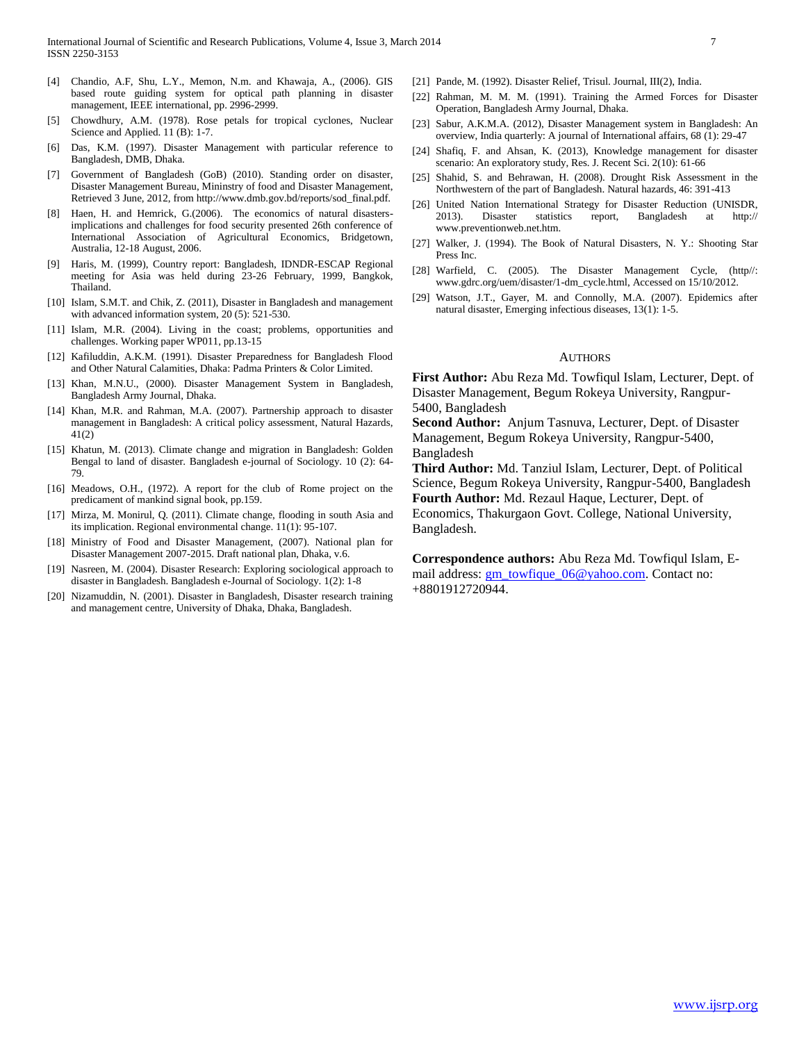[4] Chandio, A.F, Shu, L.Y., Memon, N.m. and Khawaja, A., (2006). GIS based route guiding system for optical path planning in disaster management, IEEE international, pp. 2996-2999.

[5] Chowdhury, A.M. (1978). Rose petals for tropical cyclones, Nuclear Science and Applied. 11 (B): 1-7.

[6] Das, K.M. (1997). Disaster Management with particular reference to Bangladesh, DMB, Dhaka.

[7] Government of Bangladesh (GoB) (2010). Standing order on disaster, Disaster Management Bureau, Mininstry of food and Disaster Management, Retrieved 3 June, 2012, from http://www.dmb.gov.bd/reports/sod_final.pdf.

[8] Haen, H. and Hemrick, G.(2006). The economics of natural disasters-implications and challenges for food security presented 26th conference of International Association of Agricultural Economics, Bridgetown, Australia, 12-18 August, 2006.

[9] Haris, M. (1999), Country report: Bangladesh, IDNDR-ESCAP Regional meeting for Asia was held during 23-26 February, 1999, Bangkok, Thailand.

[10] Islam, S.M.T. and Chik, Z. (2011), Disaster in Bangladesh and management with advanced information system, 20 (5): 521-530.

[11] Islam, M.R. (2004). Living in the coast; problems, opportunities and challenges. Working paper WP011, pp.13-15

[12] Kafiluddin, A.K.M. (1991). Disaster Preparedness for Bangladesh Flood and Other Natural Calamities, Dhaka: Padma Printers & Color Limited.

[13] Khan, M.N.U., (2000). Disaster Management System in Bangladesh, Bangladesh Army Journal, Dhaka.

[14] Khan, M.R. and Rahman, M.A. (2007). Partnership approach to disaster management in Bangladesh: A critical policy assessment, Natural Hazards, 41(2)

[15] Khatun, M. (2013). Climate change and migration in Bangladesh: Golden Bengal to land of disaster. Bangladesh e-journal of Sociology. 10 (2): 64-79.

[16] Meadows, O.H., (1972). A report for the club of Rome project on the predicament of mankind signal book, pp.159.

[17] Mirza, M. Monirul, Q. (2011). Climate change, flooding in south Asia and its implication. Regional environmental change. 11(1): 95-107.

[18] Ministry of Food and Disaster Management, (2007). National plan for Disaster Management 2007-2015. Draft national plan, Dhaka, v.6.

[19] Nasreen, M. (2004). Disaster Research: Exploring sociological approach to disaster in Bangladesh. Bangladesh e-Journal of Sociology. 1(2): 1-8

[20] Nizamuddin, N. (2001). Disaster in Bangladesh, Disaster research training and management centre, University of Dhaka, Dhaka, Bangladesh.

[21] Pande, M. (1992). Disaster Relief, Trisul. Journal, III(2), India.

[22] Rahman, M. M. M. (1991). Training the Armed Forces for Disaster Operation, Bangladesh Army Journal, Dhaka.

[23] Sabur, A.K.M.A. (2012), Disaster Management system in Bangladesh: An overview, India quarterly: A journal of International affairs, 68 (1): 29-47

[24] Shafiq, F. and Ahsan, K. (2013), Knowledge management for disaster scenario: An exploratory study, Res. J. Recent Sci. 2(10): 61-66

[25] Shahid, S. and Behrawan, H. (2008). Drought Risk Assessment in the Northwestern of the part of Bangladesh. Natural hazards, 46: 391-413

[26] United Nation International Strategy for Disaster Reduction (UNISDR, 2013). Disaster statistics report, Bangladesh at http:// www.preventionweb.net.htm.

[27] Walker, J. (1994). The Book of Natural Disasters, N. Y.: Shooting Star Press Inc.

[28] Warfield, C. (2005). The Disaster Management Cycle, (http//: www.gdrc.org/uem/disaster/1-dm_cycle.html, Accessed on 15/10/2012.

[29] Watson, J.T., Gayer, M. and Connolly, M.A. (2007). Epidemics after natural disaster, Emerging infectious diseases, 13(1): 1-5.

## Authors

**First Author:** Abu Reza Md. Towfiqul Islam, Lecturer, Dept. of Disaster Management, Begum Rokeya University, Rangpur-5400, Bangladesh

**Second Author:** Anjum Tasnuva, Lecturer, Dept. of Disaster Management, Begum Rokeya University, Rangpur-5400, Bangladesh

**Third Author:** Md. Tanziul Islam, Lecturer, Dept. of Political Science, Begum Rokeya University, Rangpur-5400, Bangladesh

**Fourth Author:** Md. Rezaul Haque, Lecturer, Dept. of Economics, Thakurgaon Govt. College, National University, Bangladesh.

**Correspondence authors:** Abu Reza Md. Towfiqul Islam, E-mail address: gm_towfique_06@yahoo.com. Contact no: +8801912720944.